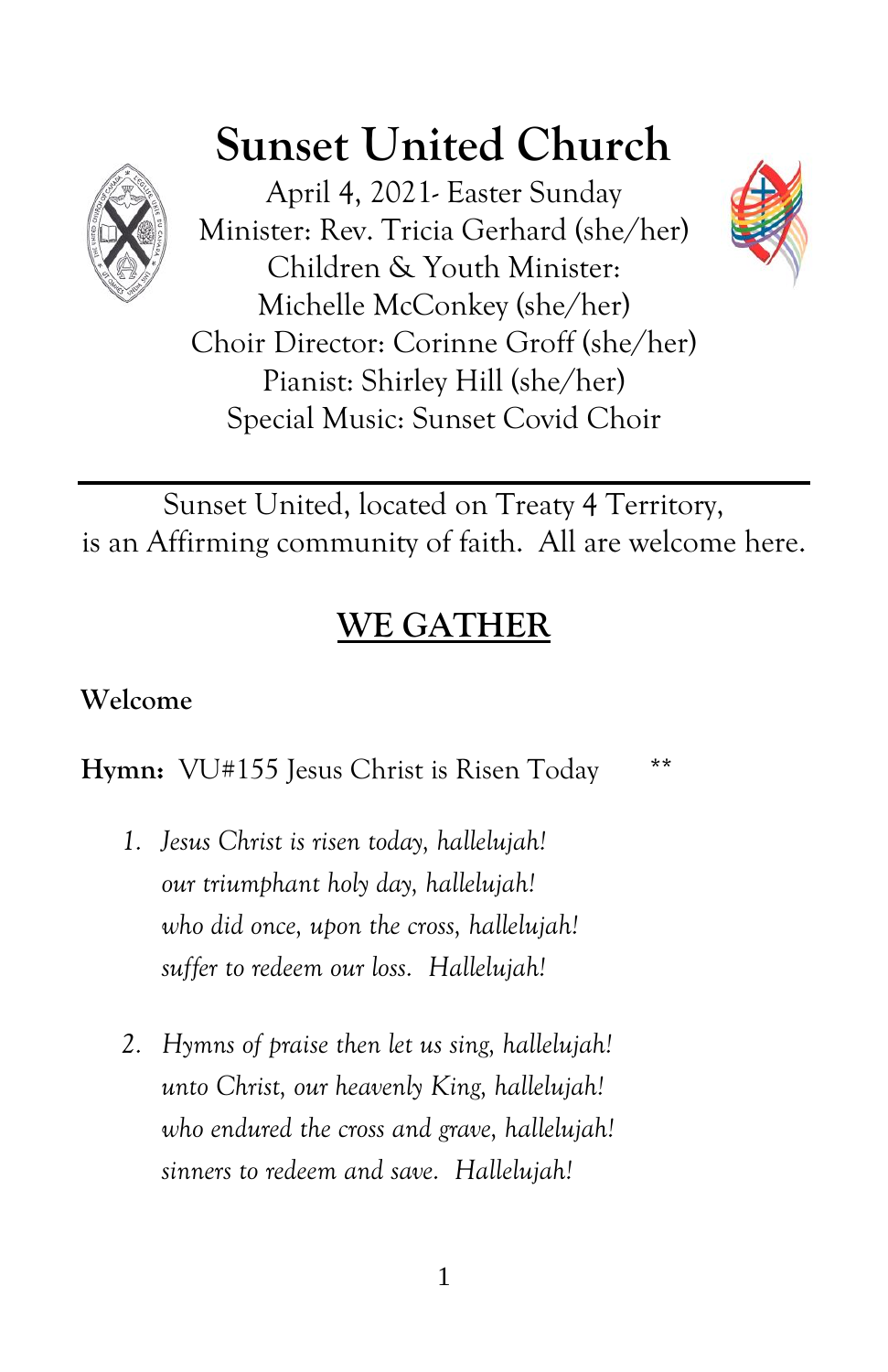# Sunset United Church

April 4, 2021- Easter Sunday
Minister: Rev. Tricia Gerhard (she/her)
Children & Youth Minister:
Michelle McConkey (she/her)
Choir Director: Corinne Groff (she/her)
Pianist: Shirley Hill (she/her)
Special Music: Sunset Covid Choir

---

Sunset United, located on Treaty 4 Territory,
is an Affirming community of faith. All are welcome here.

## WE GATHER

**Welcome**

**Hymn:** VU#155 Jesus Christ is Risen Today **

1. *Jesus Christ is risen today, hallelujah!*
   *our triumphant holy day, hallelujah!*
   *who did once, upon the cross, hallelujah!*
   *suffer to redeem our loss. Hallelujah!*

2. *Hymns of praise then let us sing, hallelujah!*
   *unto Christ, our heavenly King, hallelujah!*
   *who endured the cross and grave, hallelujah!*
   *sinners to redeem and save. Hallelujah!*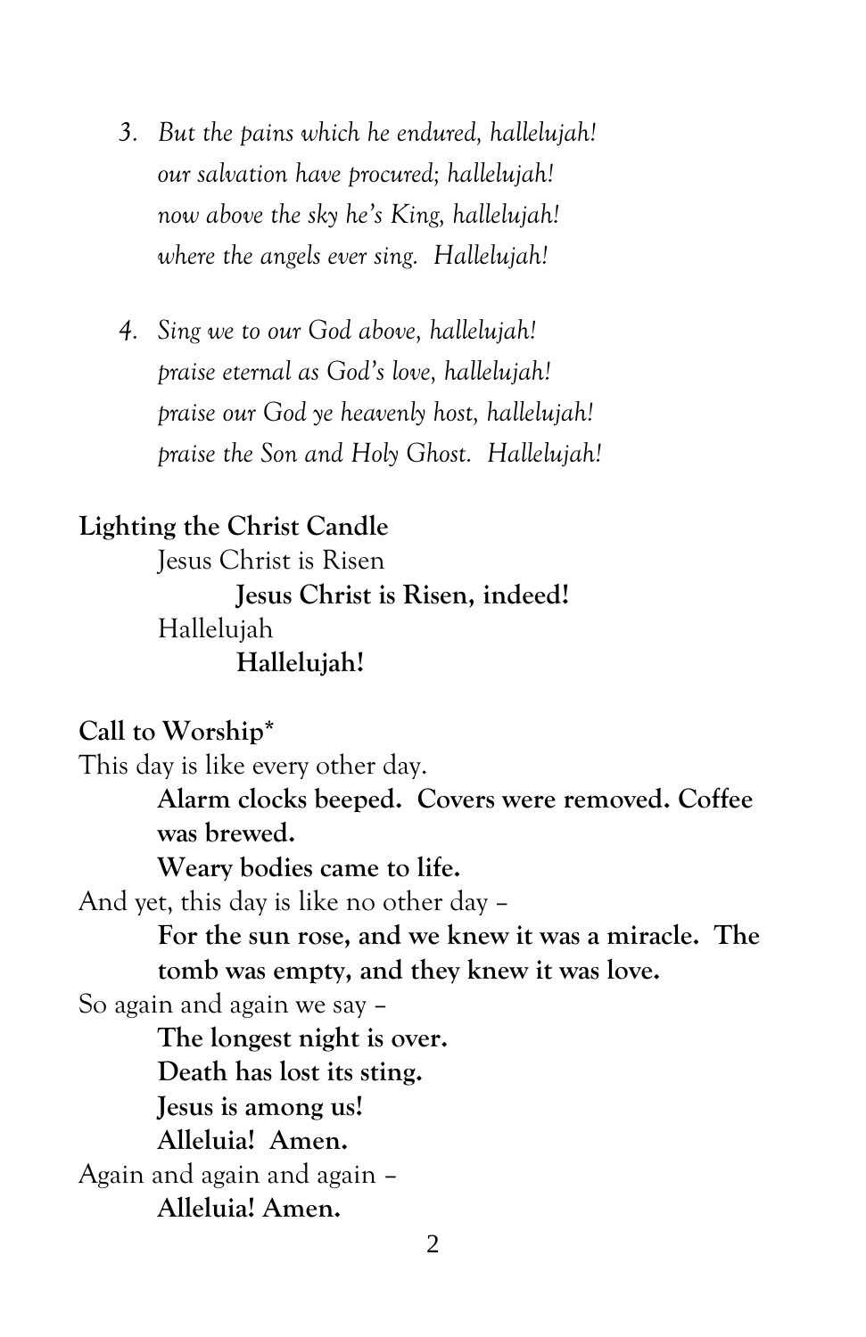3. *But the pains which he endured, hallelujah!*
   *our salvation have procured; hallelujah!*
   *now above the sky he's King, hallelujah!*
   *where the angels ever sing. Hallelujah!*

4. *Sing we to our God above, hallelujah!*
   *praise eternal as God's love, hallelujah!*
   *praise our God ye heavenly host, hallelujah!*
   *praise the Son and Holy Ghost. Hallelujah!*

**Lighting the Christ Candle**

Jesus Christ is Risen

**Jesus Christ is Risen, indeed!**

Hallelujah

**Hallelujah!**

**Call to Worship***

This day is like every other day.

**Alarm clocks beeped. Covers were removed. Coffee was brewed.**

**Weary bodies came to life.**

And yet, this day is like no other day –

**For the sun rose, and we knew it was a miracle. The tomb was empty, and they knew it was love.**

So again and again we say –

**The longest night is over.**

**Death has lost its sting.**

**Jesus is among us!**

**Alleluia! Amen.**

Again and again and again –

**Alleluia! Amen.**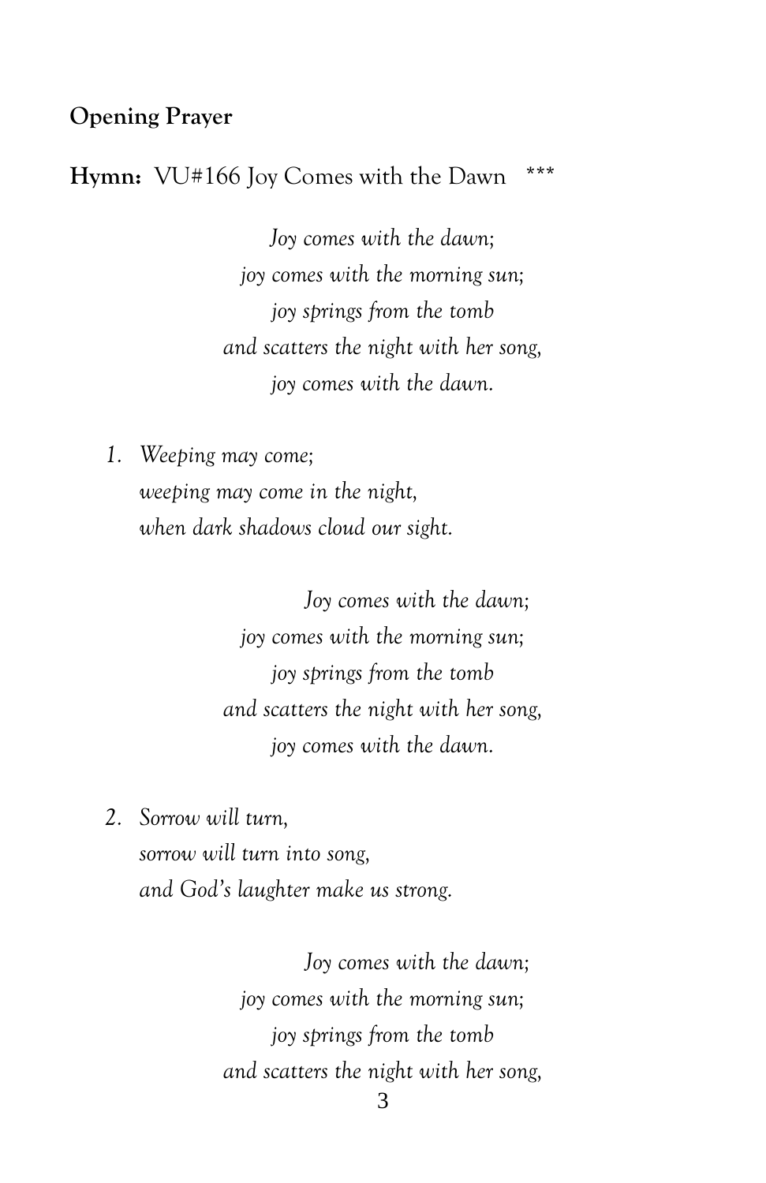**Opening Prayer**

**Hymn:** VU#166 Joy Comes with the Dawn ***

*Joy comes with the dawn;*
*joy comes with the morning sun;*
*joy springs from the tomb*
*and scatters the night with her song,*
*joy comes with the dawn.*

1. *Weeping may come;*
   *weeping may come in the night,*
   *when dark shadows cloud our sight.*

*Joy comes with the dawn;*
*joy comes with the morning sun;*
*joy springs from the tomb*
*and scatters the night with her song,*
*joy comes with the dawn.*

2. *Sorrow will turn,*
   *sorrow will turn into song,*
   *and God's laughter make us strong.*

*Joy comes with the dawn;*
*joy comes with the morning sun;*
*joy springs from the tomb*
*and scatters the night with her song,*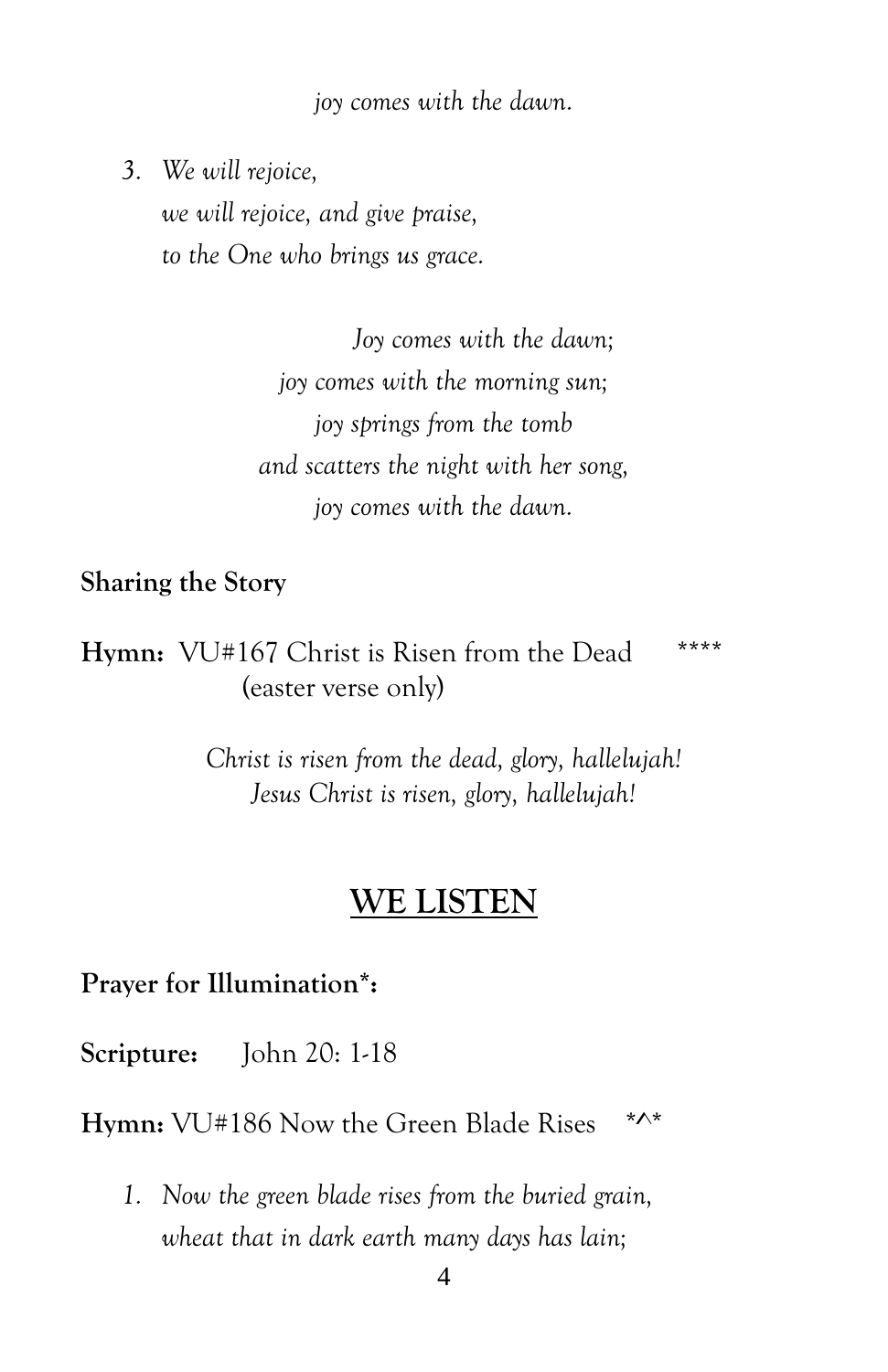*joy comes with the dawn.*

3. *We will rejoice,*
   *we will rejoice, and give praise,*
   *to the One who brings us grace.*

*Joy comes with the dawn;*
*joy comes with the morning sun;*
*joy springs from the tomb*
*and scatters the night with her song,*
*joy comes with the dawn.*

**Sharing the Story**

**Hymn:** VU#167 Christ is Risen from the Dead ****
(easter verse only)

*Christ is risen from the dead, glory, hallelujah!*
*Jesus Christ is risen, glory, hallelujah!*

## WE LISTEN

**Prayer for Illumination*:**

**Scripture:** John 20: 1-18

**Hymn:** VU#186 Now the Green Blade Rises *^*

1. *Now the green blade rises from the buried grain,*
   *wheat that in dark earth many days has lain;*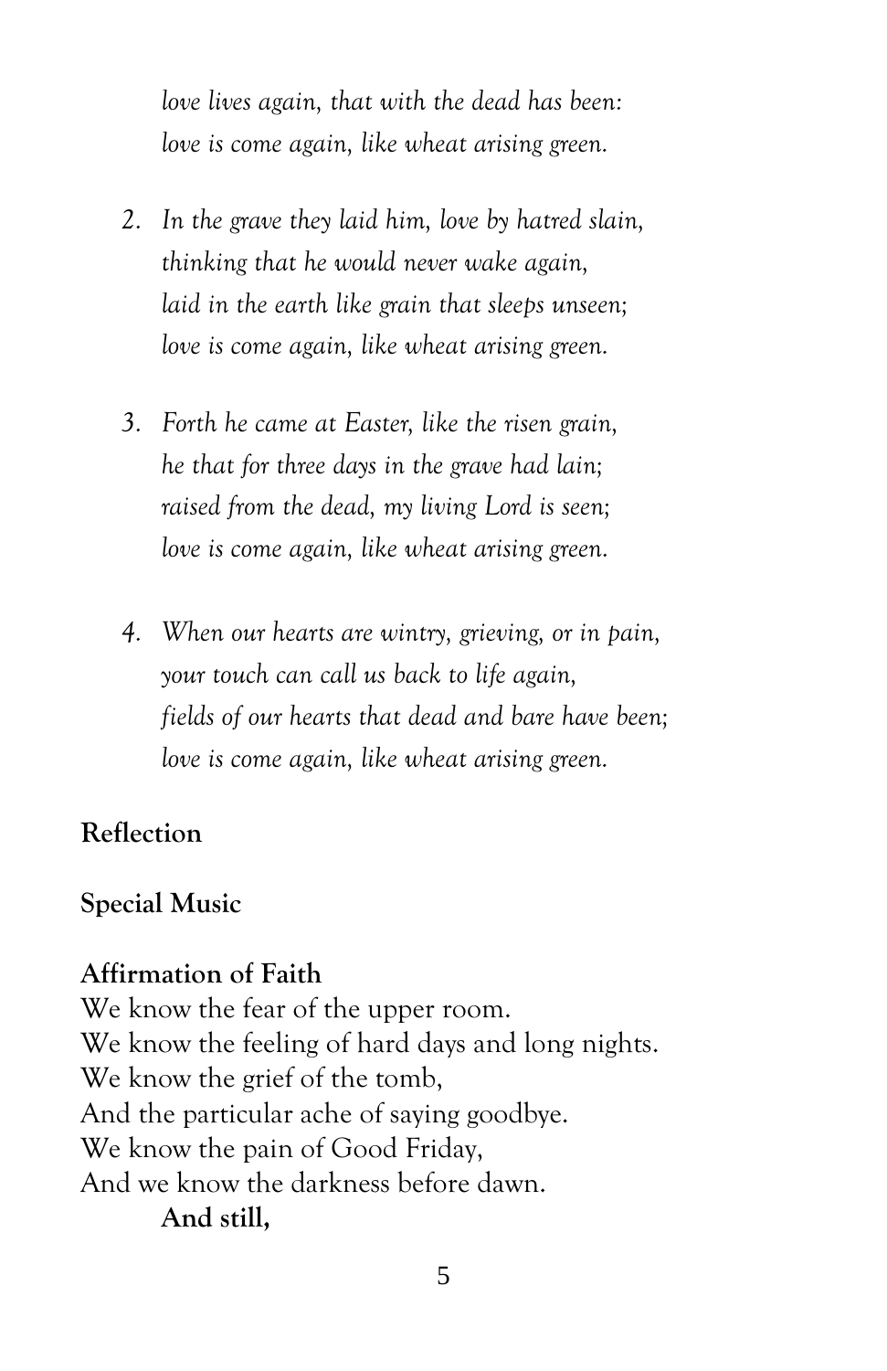*love lives again, that with the dead has been:*
*love is come again, like wheat arising green.*

2. *In the grave they laid him, love by hatred slain,*
   *thinking that he would never wake again,*
   *laid in the earth like grain that sleeps unseen;*
   *love is come again, like wheat arising green.*

3. *Forth he came at Easter, like the risen grain,*
   *he that for three days in the grave had lain;*
   *raised from the dead, my living Lord is seen;*
   *love is come again, like wheat arising green.*

4. *When our hearts are wintry, grieving, or in pain,*
   *your touch can call us back to life again,*
   *fields of our hearts that dead and bare have been;*
   *love is come again, like wheat arising green.*

**Reflection**

**Special Music**

**Affirmation of Faith**
We know the fear of the upper room.
We know the feeling of hard days and long nights.
We know the grief of the tomb,
And the particular ache of saying goodbye.
We know the pain of Good Friday,
And we know the darkness before dawn.
**And still,**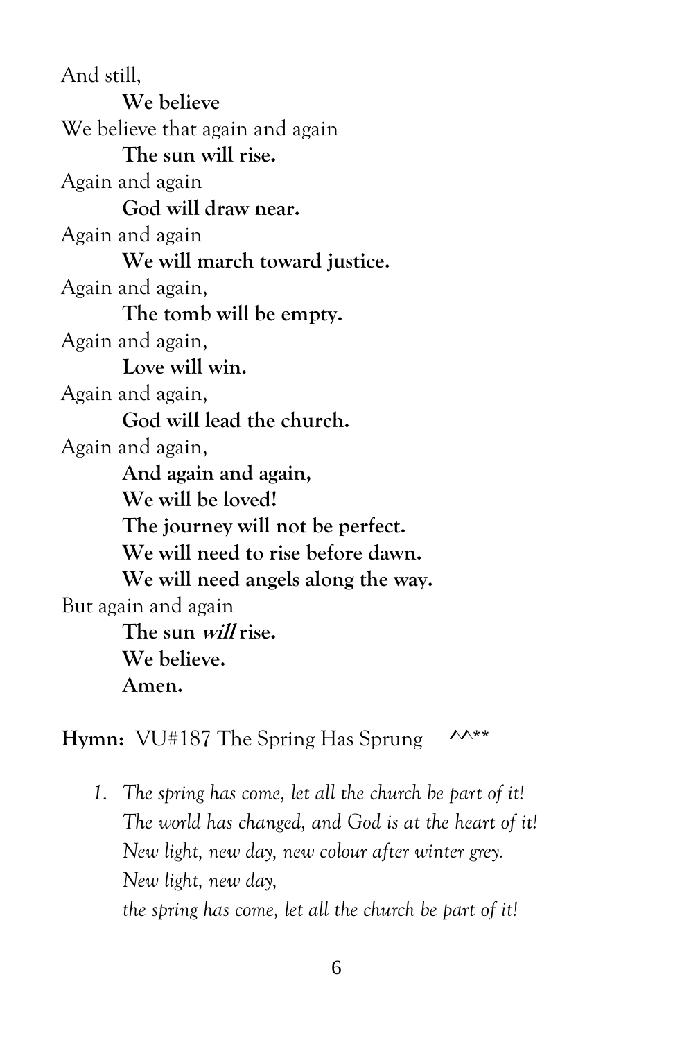And still,

**We believe**

We believe that again and again

**The sun will rise.**

Again and again

**God will draw near.**

Again and again

**We will march toward justice.**

Again and again,

**The tomb will be empty.**

Again and again,

**Love will win.**

Again and again,

**God will lead the church.**

Again and again,

**And again and again,**
**We will be loved!**
**The journey will not be perfect.**
**We will need to rise before dawn.**
**We will need angels along the way.**

But again and again

**The sun *will* rise.**
**We believe.**
**Amen.**

**Hymn:** VU#187 The Spring Has Sprung ^^**

1. *The spring has come, let all the church be part of it!*
   *The world has changed, and God is at the heart of it!*
   *New light, new day, new colour after winter grey.*
   *New light, new day,*
   *the spring has come, let all the church be part of it!*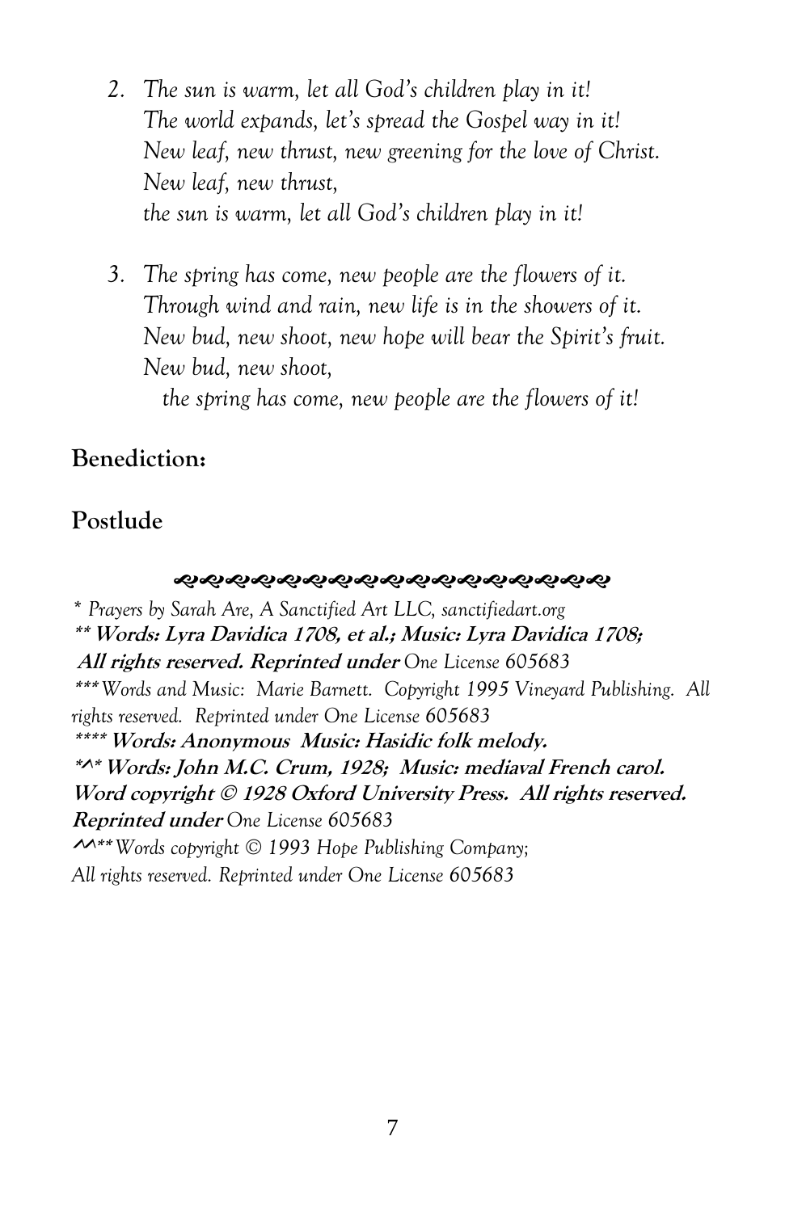2. *The sun is warm, let all God's children play in it!*
   *The world expands, let's spread the Gospel way in it!*
   *New leaf, new thrust, new greening for the love of Christ.*
   *New leaf, new thrust,*
   *the sun is warm, let all God's children play in it!*

3. *The spring has come, new people are the flowers of it.*
   *Through wind and rain, new life is in the showers of it.*
   *New bud, new shoot, new hope will bear the Spirit's fruit.*
   *New bud, new shoot,*
   *the spring has come, new people are the flowers of it!*

**Benediction:**

**Postlude**

\* *Prayers by Sarah Are, A Sanctified Art LLC, sanctifiedart.org*
*\*\** **Words: Lyra Davidica 1708, et al.; Music: Lyra Davidica 1708; All rights reserved. Reprinted under** *One License 605683*
*\*\*\*Words and Music: Marie Barnett. Copyright 1995 Vineyard Publishing. All rights reserved. Reprinted under One License 605683*
*\*\*\*\** **Words: Anonymous Music: Hasidic folk melody.**
*\*^\** **Words: John M.C. Crum, 1928; Music: mediaval French carol. Word copyright © 1928 Oxford University Press. All rights reserved. Reprinted under** *One License 605683*
*^^\*\*Words copyright © 1993 Hope Publishing Company; All rights reserved. Reprinted under One License 605683*